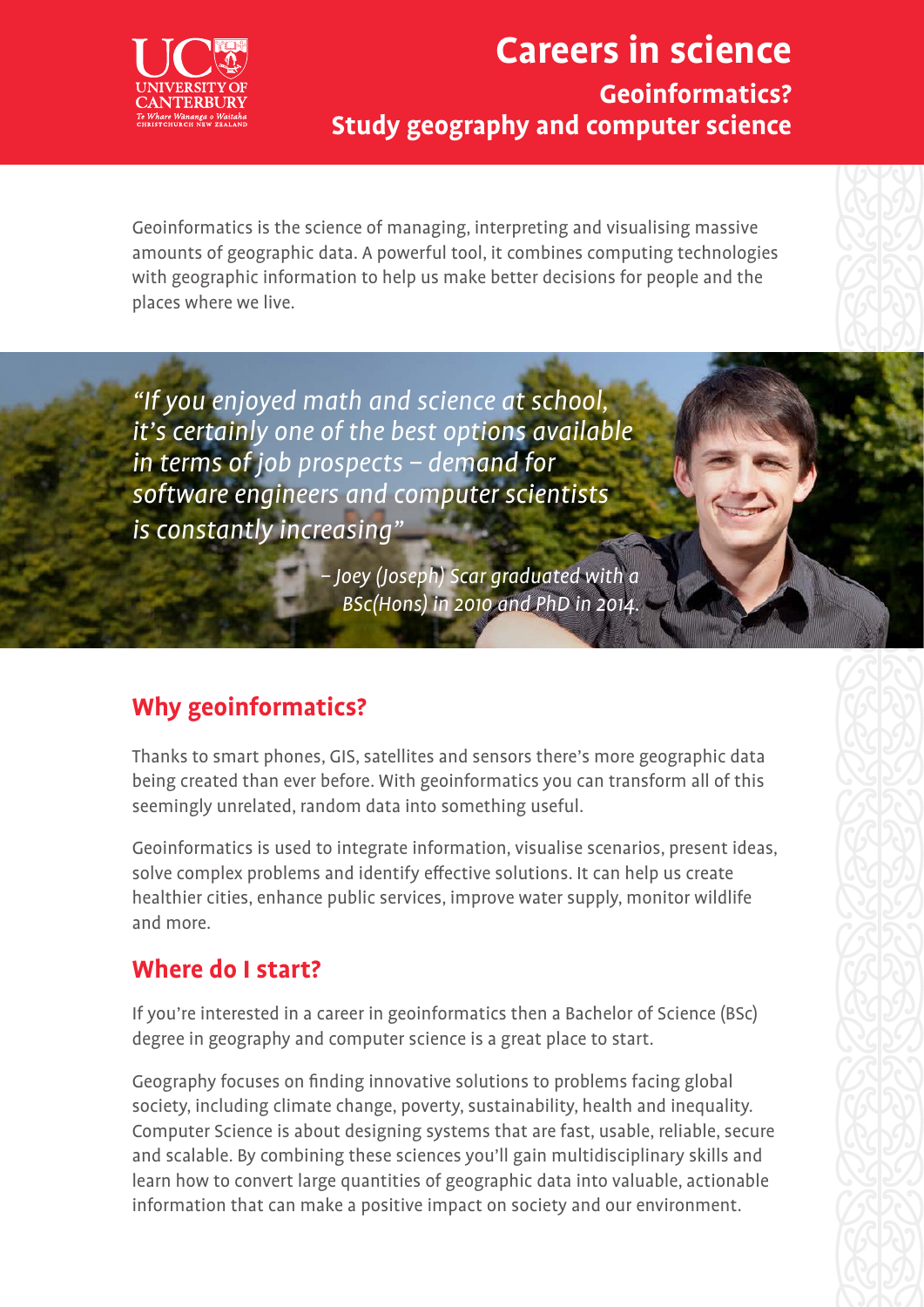UNIVERSITY OF CANTERBURY
Te Whare Wānanga o Waitaha
CHRISTCHURCH NEW ZEALAND

# Careers in science

## Geoinformatics?
## Study geography and computer science

Geoinformatics is the science of managing, interpreting and visualising massive amounts of geographic data. A powerful tool, it combines computing technologies with geographic information to help us make better decisions for people and the places where we live.

*"If you enjoyed math and science at school, it's certainly one of the best options available in terms of job prospects – demand for software engineers and computer scientists is constantly increasing"*

*– Joey (Joseph) Scar graduated with a BSc(Hons) in 2010 and PhD in 2014.*

## Why geoinformatics?

Thanks to smart phones, GIS, satellites and sensors there's more geographic data being created than ever before. With geoinformatics you can transform all of this seemingly unrelated, random data into something useful.

Geoinformatics is used to integrate information, visualise scenarios, present ideas, solve complex problems and identify effective solutions. It can help us create healthier cities, enhance public services, improve water supply, monitor wildlife and more.

## Where do I start?

If you're interested in a career in geoinformatics then a Bachelor of Science (BSc) degree in geography and computer science is a great place to start.

Geography focuses on finding innovative solutions to problems facing global society, including climate change, poverty, sustainability, health and inequality. Computer Science is about designing systems that are fast, usable, reliable, secure and scalable. By combining these sciences you'll gain multidisciplinary skills and learn how to convert large quantities of geographic data into valuable, actionable information that can make a positive impact on society and our environment.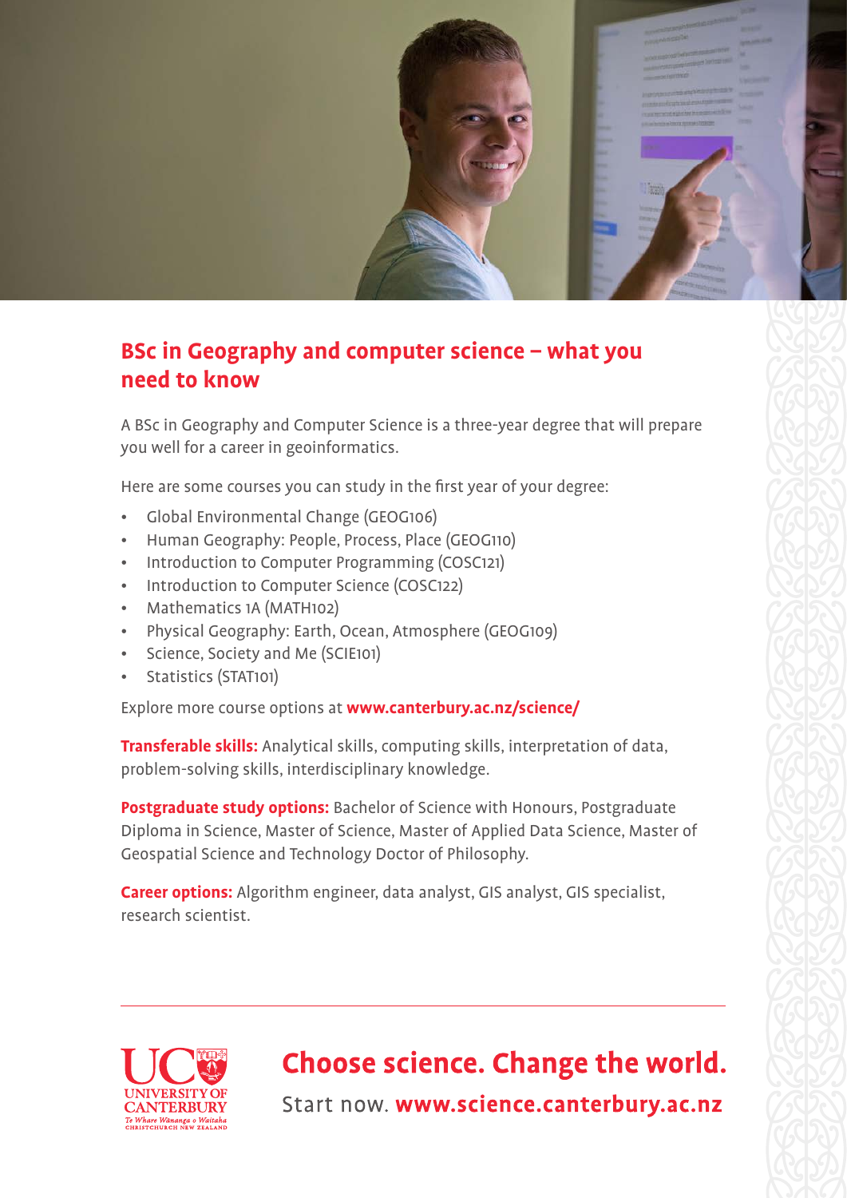## BSc in Geography and computer science – what you need to know

A BSc in Geography and Computer Science is a three-year degree that will prepare you well for a career in geoinformatics.

Here are some courses you can study in the first year of your degree:

- Global Environmental Change (GEOG106)
- Human Geography: People, Process, Place (GEOG110)
- Introduction to Computer Programming (COSC121)
- Introduction to Computer Science (COSC122)
- Mathematics 1A (MATH102)
- Physical Geography: Earth, Ocean, Atmosphere (GEOG109)
- Science, Society and Me (SCIE101)
- Statistics (STAT101)

Explore more course options at **www.canterbury.ac.nz/science/**

**Transferable skills:** Analytical skills, computing skills, interpretation of data, problem-solving skills, interdisciplinary knowledge.

**Postgraduate study options:** Bachelor of Science with Honours, Postgraduate Diploma in Science, Master of Science, Master of Applied Data Science, Master of Geospatial Science and Technology Doctor of Philosophy.

**Career options:** Algorithm engineer, data analyst, GIS analyst, GIS specialist, research scientist.

---

UC UNIVERSITY OF CANTERBURY
*Te Whare Wānanga o Waitaha*
CHRISTCHURCH NEW ZEALAND

**Choose science. Change the world.**

Start now. **www.science.canterbury.ac.nz**